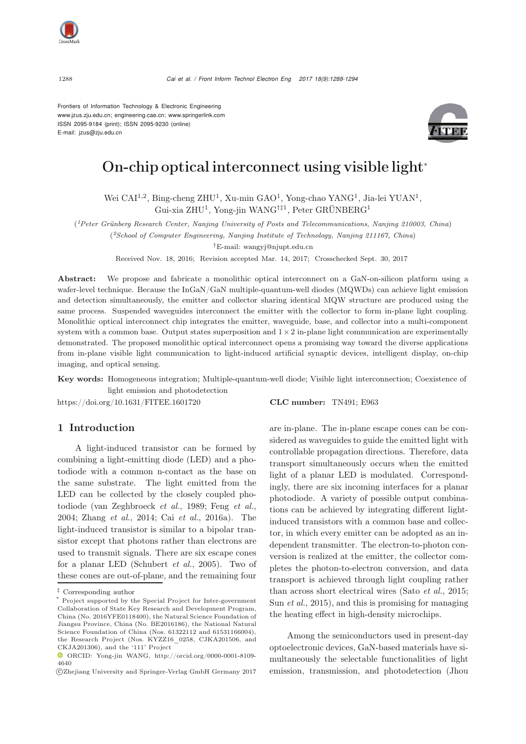Frontiers of Information Technology & Electronic Engineering
www.jzus.zju.edu.cn; engineering.cae.cn; www.springerlink.com
ISSN 2095-9184 (print); ISSN 2095-9230 (online)
E-mail: jzus@zju.edu.cn

# On-chip optical interconnect using visible light*

Wei CAI[1,2], Bing-cheng ZHU[1], Xu-min GAO[1], Yong-chao YANG[1], Jia-lei YUAN[1], Gui-xia ZHU[1], Yong-jin WANG[†‡1], Peter GRÜNBERG[1]

([1]*Peter Grünberg Research Center, Nanjing University of Posts and Telecommunications, Nanjing 210003, China*)

([2]*School of Computer Engineering, Nanjing Institute of Technology, Nanjing 211167, China*)

[†]E-mail: wangyj@njupt.edu.cn

Received Nov. 18, 2016; Revision accepted Mar. 14, 2017; Crosschecked Sept. 30, 2017

**Abstract:** We propose and fabricate a monolithic optical interconnect on a GaN-on-silicon platform using a wafer-level technique. Because the InGaN/GaN multiple-quantum-well diodes (MQWDs) can achieve light emission and detection simultaneously, the emitter and collector sharing identical MQW structure are produced using the same process. Suspended waveguides interconnect the emitter with the collector to form in-plane light coupling. Monolithic optical interconnect chip integrates the emitter, waveguide, base, and collector into a multi-component system with a common base. Output states superposition and $1\times2$ in-plane light communication are experimentally demonstrated. The proposed monolithic optical interconnect opens a promising way toward the diverse applications from in-plane visible light communication to light-induced artificial synaptic devices, intelligent display, on-chip imaging, and optical sensing.

**Key words:** Homogeneous integration; Multiple-quantum-well diode; Visible light interconnection; Coexistence of light emission and photodetection

https://doi.org/10.1631/FITEE.1601720 **CLC number:** TN491; E963

## 1 Introduction

A light-induced transistor can be formed by combining a light-emitting diode (LED) and a photodiode with a common n-contact as the base on the same substrate. The light emitted from the LED can be collected by the closely coupled photodiode (van Zeghbroeck *et al.*, 1989; Feng *et al.*, 2004; Zhang *et al.*, 2014; Cai *et al.*, 2016a). The light-induced transistor is similar to a bipolar transistor except that photons rather than electrons are used to transmit signals. There are six escape cones for a planar LED (Schubert *et al.*, 2005). Two of these cones are out-of-plane, and the remaining four are in-plane. The in-plane escape cones can be considered as waveguides to guide the emitted light with controllable propagation directions. Therefore, data transport simultaneously occurs when the emitted light of a planar LED is modulated. Correspondingly, there are six incoming interfaces for a planar photodiode. A variety of possible output combinations can be achieved by integrating different light-induced transistors with a common base and collector, in which every emitter can be adopted as an independent transmitter. The electron-to-photon conversion is realized at the emitter, the collector completes the photon-to-electron conversion, and data transport is achieved through light coupling rather than across short electrical wires (Sato *et al.*, 2015; Sun *et al.*, 2015), and this is promising for managing the heating effect in high-density microchips.

Among the semiconductors used in present-day optoelectronic devices, GaN-based materials have simultaneously the selectable functionalities of light emission, transmission, and photodetection (Jhou

---

‡ Corresponding author

* Project supported by the Special Project for Inter-government Collaboration of State Key Research and Development Program, China (No. 2016YFE0118400), the Natural Science Foundation of Jiangsu Province, China (No. BE2016186), the National Natural Science Foundation of China (Nos. 61322112 and 61531166004), the Research Project (Nos. KYZZ16_0258, CJKA201506, and CKJA201306), and the '111' Project

ORCID: Yong-jin WANG, http://orcid.org/0000-0001-8109-4640

©Zhejiang University and Springer-Verlag GmbH Germany 2017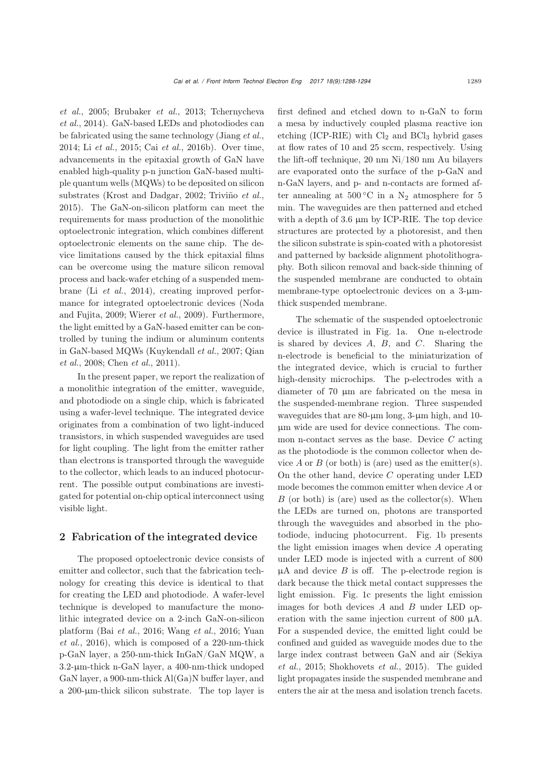*et al.*, 2005; Brubaker *et al.*, 2013; Tchernycheva *et al.*, 2014). GaN-based LEDs and photodiodes can be fabricated using the same technology (Jiang *et al.*, 2014; Li *et al.*, 2015; Cai *et al.*, 2016b). Over time, advancements in the epitaxial growth of GaN have enabled high-quality p-n junction GaN-based multiple quantum wells (MQWs) to be deposited on silicon substrates (Krost and Dadgar, 2002; Triviño *et al.*, 2015). The GaN-on-silicon platform can meet the requirements for mass production of the monolithic optoelectronic integration, which combines different optoelectronic elements on the same chip. The device limitations caused by the thick epitaxial films can be overcome using the mature silicon removal process and back-wafer etching of a suspended membrane (Li *et al.*, 2014), creating improved performance for integrated optoelectronic devices (Noda and Fujita, 2009; Wierer *et al.*, 2009). Furthermore, the light emitted by a GaN-based emitter can be controlled by tuning the indium or aluminum contents in GaN-based MQWs (Kuykendall *et al.*, 2007; Qian *et al.*, 2008; Chen *et al.*, 2011).

In the present paper, we report the realization of a monolithic integration of the emitter, waveguide, and photodiode on a single chip, which is fabricated using a wafer-level technique. The integrated device originates from a combination of two light-induced transistors, in which suspended waveguides are used for light coupling. The light from the emitter rather than electrons is transported through the waveguide to the collector, which leads to an induced photocurrent. The possible output combinations are investigated for potential on-chip optical interconnect using visible light.

## 2 Fabrication of the integrated device

The proposed optoelectronic device consists of emitter and collector, such that the fabrication technology for creating this device is identical to that for creating the LED and photodiode. A wafer-level technique is developed to manufacture the monolithic integrated device on a 2-inch GaN-on-silicon platform (Bai *et al.*, 2016; Wang *et al.*, 2016; Yuan *et al.*, 2016), which is composed of a 220-nm-thick p-GaN layer, a 250-nm-thick InGaN/GaN MQW, a 3.2-μm-thick n-GaN layer, a 400-nm-thick undoped GaN layer, a 900-nm-thick Al(Ga)N buffer layer, and a 200-μm-thick silicon substrate. The top layer is first defined and etched down to n-GaN to form a mesa by inductively coupled plasma reactive ion etching (ICP-RIE) with $Cl_2$ and $BCl_3$ hybrid gases at flow rates of 10 and 25 sccm, respectively. Using the lift-off technique, 20 nm Ni/180 nm Au bilayers are evaporated onto the surface of the p-GaN and n-GaN layers, and p- and n-contacts are formed after annealing at 500 °C in a $N_2$ atmosphere for 5 min. The waveguides are then patterned and etched with a depth of 3.6 μm by ICP-RIE. The top device structures are protected by a photoresist, and then the silicon substrate is spin-coated with a photoresist and patterned by backside alignment photolithography. Both silicon removal and back-side thinning of the suspended membrane are conducted to obtain membrane-type optoelectronic devices on a 3-μm-thick suspended membrane.

The schematic of the suspended optoelectronic device is illustrated in Fig. 1a. One n-electrode is shared by devices $A$, $B$, and $C$. Sharing the n-electrode is beneficial to the miniaturization of the integrated device, which is crucial to further high-density microchips. The p-electrodes with a diameter of 70 μm are fabricated on the mesa in the suspended-membrane region. Three suspended waveguides that are 80-μm long, 3-μm high, and 10-μm wide are used for device connections. The common n-contact serves as the base. Device $C$ acting as the photodiode is the common collector when device $A$ or $B$ (or both) is (are) used as the emitter(s). On the other hand, device $C$ operating under LED mode becomes the common emitter when device $A$ or $B$ (or both) is (are) used as the collector(s). When the LEDs are turned on, photons are transported through the waveguides and absorbed in the photodiode, inducing photocurrent. Fig. 1b presents the light emission images when device $A$ operating under LED mode is injected with a current of 800 μA and device $B$ is off. The p-electrode region is dark because the thick metal contact suppresses the light emission. Fig. 1c presents the light emission images for both devices $A$ and $B$ under LED operation with the same injection current of 800 μA. For a suspended device, the emitted light could be confined and guided as waveguide modes due to the large index contrast between GaN and air (Sekiya *et al.*, 2015; Shokhovets *et al.*, 2015). The guided light propagates inside the suspended membrane and enters the air at the mesa and isolation trench facets.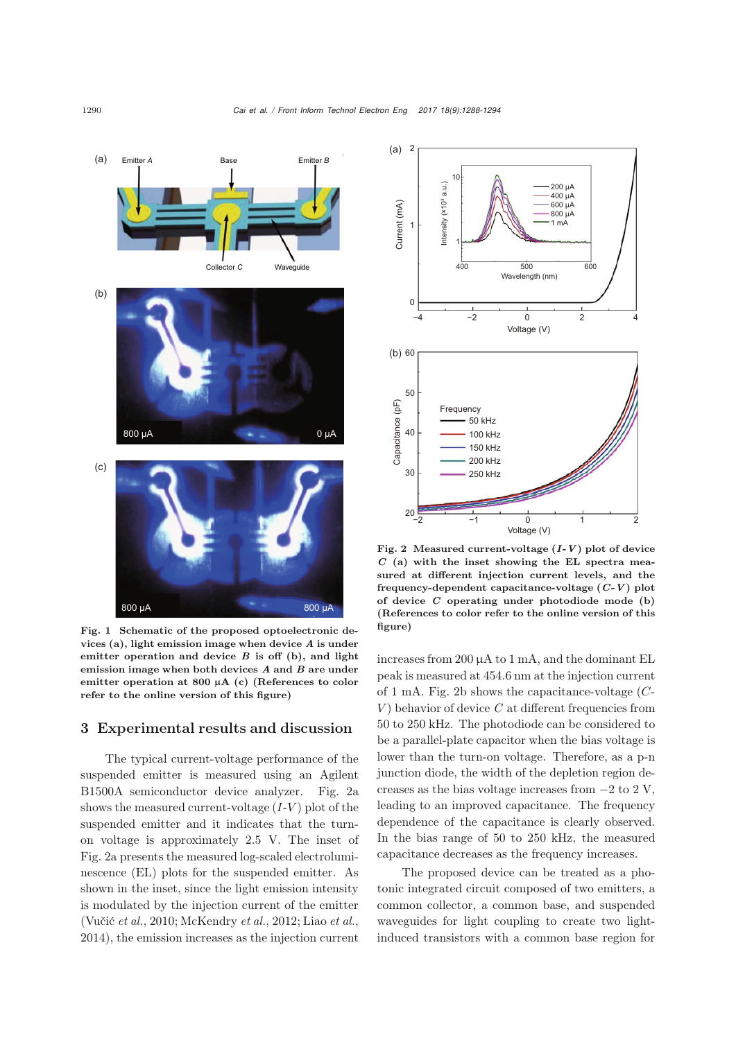Fig. 1 Schematic of the proposed optoelectronic devices (a), light emission image when device *A* is under emitter operation and device *B* is off (b), and light emission image when both devices *A* and *B* are under emitter operation at 800 μA (c) (References to color refer to the online version of this figure)

Fig. 2 Measured current-voltage ($I$-$V$) plot of device *C* (a) with the inset showing the EL spectra measured at different injection current levels, and the frequency-dependent capacitance-voltage ($C$-$V$) plot of device *C* operating under photodiode mode (b) (References to color refer to the online version of this figure)

## 3 Experimental results and discussion

The typical current-voltage performance of the suspended emitter is measured using an Agilent B1500A semiconductor device analyzer. Fig. 2a shows the measured current-voltage ($I$-$V$) plot of the suspended emitter and it indicates that the turn-on voltage is approximately 2.5 V. The inset of Fig. 2a presents the measured log-scaled electroluminescence (EL) plots for the suspended emitter. As shown in the inset, since the light emission intensity is modulated by the injection current of the emitter (Vučić *et al.*, 2010; McKendry *et al.*, 2012; Liao *et al.*, 2014), the emission increases as the injection current increases from 200 μA to 1 mA, and the dominant EL peak is measured at 454.6 nm at the injection current of 1 mA. Fig. 2b shows the capacitance-voltage ($C$-$V$) behavior of device *C* at different frequencies from 50 to 250 kHz. The photodiode can be considered to be a parallel-plate capacitor when the bias voltage is lower than the turn-on voltage. Therefore, as a p-n junction diode, the width of the depletion region decreases as the bias voltage increases from −2 to 2 V, leading to an improved capacitance. The frequency dependence of the capacitance is clearly observed. In the bias range of 50 to 250 kHz, the measured capacitance decreases as the frequency increases.

The proposed device can be treated as a photonic integrated circuit composed of two emitters, a common collector, a common base, and suspended waveguides for light coupling to create two light-induced transistors with a common base region for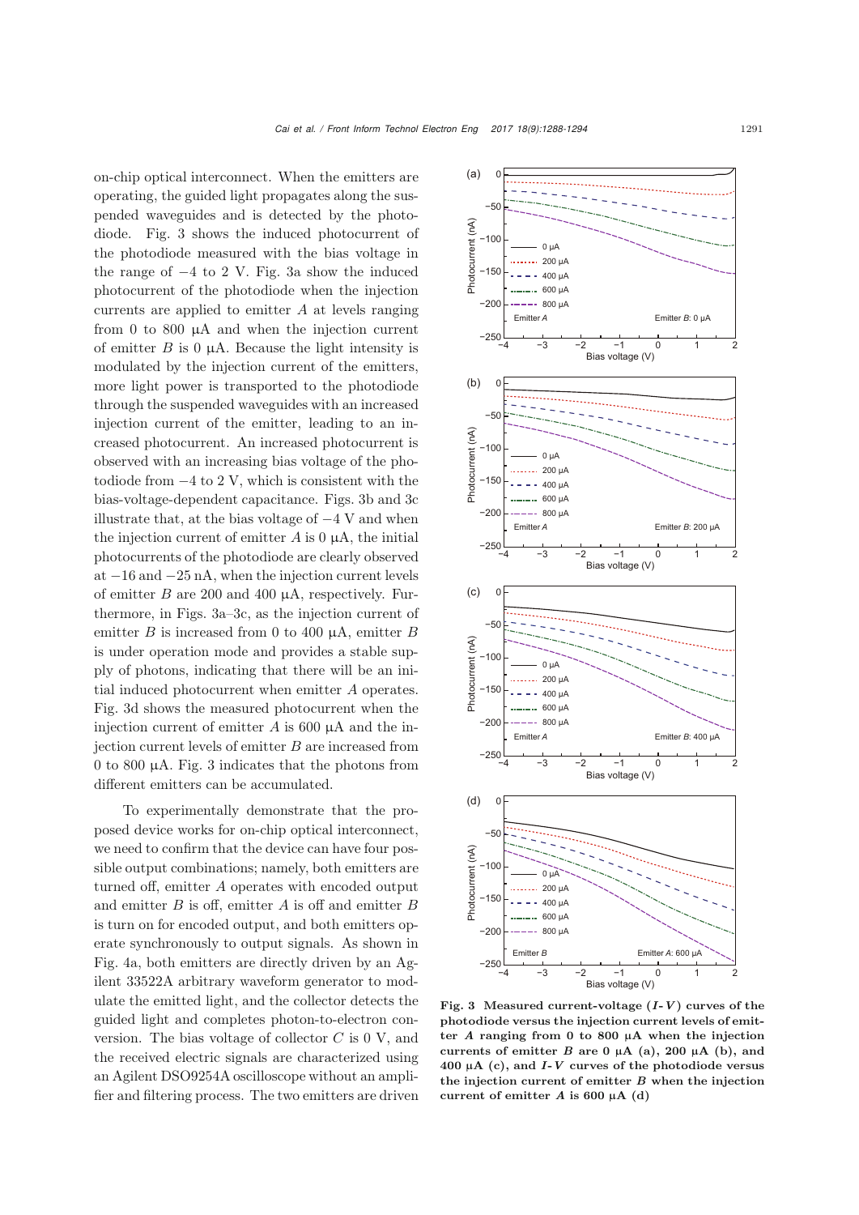on-chip optical interconnect. When the emitters are operating, the guided light propagates along the suspended waveguides and is detected by the photodiode. Fig. 3 shows the induced photocurrent of the photodiode measured with the bias voltage in the range of −4 to 2 V. Fig. 3a show the induced photocurrent of the photodiode when the injection currents are applied to emitter $A$ at levels ranging from 0 to 800 μA and when the injection current of emitter $B$ is 0 μA. Because the light intensity is modulated by the injection current of the emitters, more light power is transported to the photodiode through the suspended waveguides with an increased injection current of the emitter, leading to an increased photocurrent. An increased photocurrent is observed with an increasing bias voltage of the photodiode from −4 to 2 V, which is consistent with the bias-voltage-dependent capacitance. Figs. 3b and 3c illustrate that, at the bias voltage of −4 V and when the injection current of emitter $A$ is 0 μA, the initial photocurrents of the photodiode are clearly observed at −16 and −25 nA, when the injection current levels of emitter $B$ are 200 and 400 μA, respectively. Furthermore, in Figs. 3a–3c, as the injection current of emitter $B$ is increased from 0 to 400 μA, emitter $B$ is under operation mode and provides a stable supply of photons, indicating that there will be an initial induced photocurrent when emitter $A$ operates. Fig. 3d shows the measured photocurrent when the injection current of emitter $A$ is 600 μA and the injection current levels of emitter $B$ are increased from 0 to 800 μA. Fig. 3 indicates that the photons from different emitters can be accumulated.

To experimentally demonstrate that the proposed device works for on-chip optical interconnect, we need to confirm that the device can have four possible output combinations; namely, both emitters are turned off, emitter $A$ operates with encoded output and emitter $B$ is off, emitter $A$ is off and emitter $B$ is turn on for encoded output, and both emitters operate synchronously to output signals. As shown in Fig. 4a, both emitters are directly driven by an Agilent 33522A arbitrary waveform generator to modulate the emitted light, and the collector detects the guided light and completes photon-to-electron conversion. The bias voltage of collector $C$ is 0 V, and the received electric signals are characterized using an Agilent DSO9254A oscilloscope without an amplifier and filtering process. The two emitters are driven

**Fig. 3 Measured current-voltage ($I$-$V$) curves of the photodiode versus the injection current levels of emitter $A$ ranging from 0 to 800 μA when the injection currents of emitter $B$ are 0 μA (a), 200 μA (b), and 400 μA (c), and $I$-$V$ curves of the photodiode versus the injection current of emitter $B$ when the injection current of emitter $A$ is 600 μA (d)**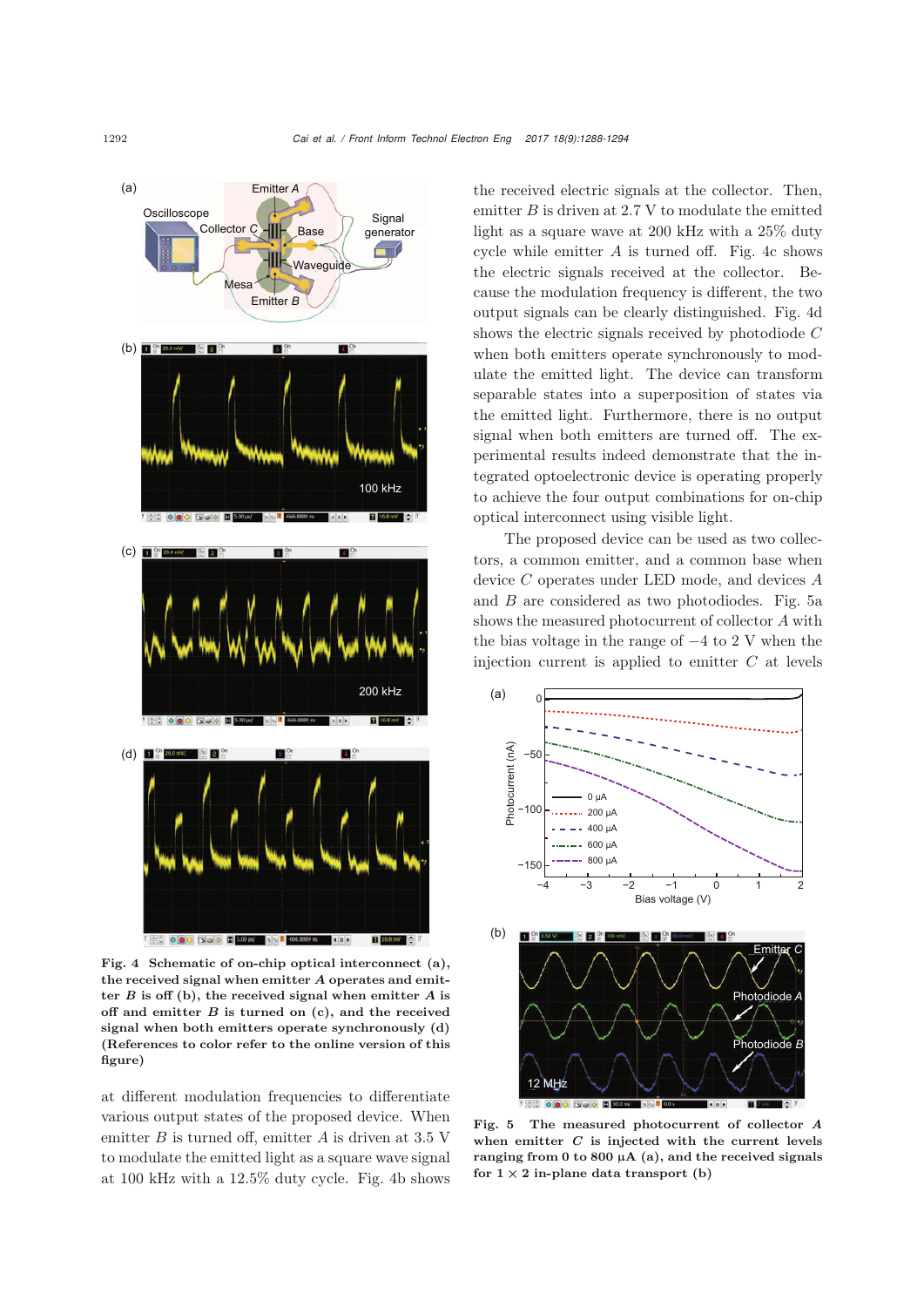Fig. 4 Schematic of on-chip optical interconnect (a), the received signal when emitter *A* operates and emitter *B* is off (b), the received signal when emitter *A* is off and emitter *B* is turned on (c), and the received signal when both emitters operate synchronously (d) (References to color refer to the online version of this figure)

at different modulation frequencies to differentiate various output states of the proposed device. When emitter *B* is turned off, emitter *A* is driven at 3.5 V to modulate the emitted light as a square wave signal at 100 kHz with a 12.5% duty cycle. Fig. 4b shows the received electric signals at the collector. Then, emitter *B* is driven at 2.7 V to modulate the emitted light as a square wave at 200 kHz with a 25% duty cycle while emitter *A* is turned off. Fig. 4c shows the electric signals received at the collector. Because the modulation frequency is different, the two output signals can be clearly distinguished. Fig. 4d shows the electric signals received by photodiode *C* when both emitters operate synchronously to modulate the emitted light. The device can transform separable states into a superposition of states via the emitted light. Furthermore, there is no output signal when both emitters are turned off. The experimental results indeed demonstrate that the integrated optoelectronic device is operating properly to achieve the four output combinations for on-chip optical interconnect using visible light.

The proposed device can be used as two collectors, a common emitter, and a common base when device *C* operates under LED mode, and devices *A* and *B* are considered as two photodiodes. Fig. 5a shows the measured photocurrent of collector *A* with the bias voltage in the range of $-4$ to 2 V when the injection current is applied to emitter *C* at levels

Fig. 5 The measured photocurrent of collector *A* when emitter *C* is injected with the current levels ranging from 0 to 800 μA (a), and the received signals for $1 \times 2$ in-plane data transport (b)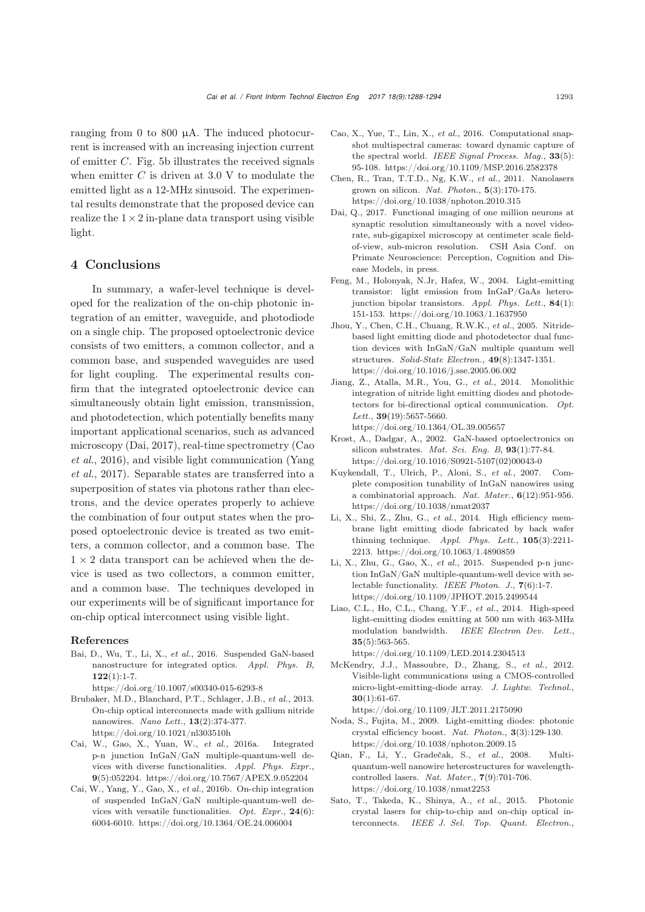ranging from 0 to 800 μA. The induced photocurrent is increased with an increasing injection current of emitter $C$. Fig. 5b illustrates the received signals when emitter $C$ is driven at 3.0 V to modulate the emitted light as a 12-MHz sinusoid. The experimental results demonstrate that the proposed device can realize the $1\times2$ in-plane data transport using visible light.

## 4 Conclusions

In summary, a wafer-level technique is developed for the realization of the on-chip photonic integration of an emitter, waveguide, and photodiode on a single chip. The proposed optoelectronic device consists of two emitters, a common collector, and a common base, and suspended waveguides are used for light coupling. The experimental results confirm that the integrated optoelectronic device can simultaneously obtain light emission, transmission, and photodetection, which potentially benefits many important applicational scenarios, such as advanced microscopy (Dai, 2017), real-time spectrometry (Cao *et al.*, 2016), and visible light communication (Yang *et al.*, 2017). Separable states are transferred into a superposition of states via photons rather than electrons, and the device operates properly to achieve the combination of four output states when the proposed optoelectronic device is treated as two emitters, a common collector, and a common base. The $1\times2$ data transport can be achieved when the device is used as two collectors, a common emitter, and a common base. The techniques developed in our experiments will be of significant importance for on-chip optical interconnect using visible light.

### References

Bai, D., Wu, T., Li, X., *et al.*, 2016. Suspended GaN-based nanostructure for integrated optics. *Appl. Phys. B*, **122**(1):1-7. https://doi.org/10.1007/s00340-015-6293-8

Brubaker, M.D., Blanchard, P.T., Schlager, J.B., *et al.*, 2013. On-chip optical interconnects made with gallium nitride nanowires. *Nano Lett.*, **13**(2):374-377. https://doi.org/10.1021/nl303510h

Cai, W., Gao, X., Yuan, W., *et al.*, 2016a. Integrated p-n junction InGaN/GaN multiple-quantum-well devices with diverse functionalities. *Appl. Phys. Expr.*, **9**(5):052204. https://doi.org/10.7567/APEX.9.052204

Cai, W., Yang, Y., Gao, X., *et al.*, 2016b. On-chip integration of suspended InGaN/GaN multiple-quantum-well devices with versatile functionalities. *Opt. Expr.*, **24**(6): 6004-6010. https://doi.org/10.1364/OE.24.006004

Cao, X., Yue, T., Lin, X., *et al.*, 2016. Computational snapshot multispectral cameras: toward dynamic capture of the spectral world. *IEEE Signal Process. Mag.*, **33**(5): 95-108. https://doi.org/10.1109/MSP.2016.2582378

Chen, R., Tran, T.T.D., Ng, K.W., *et al.*, 2011. Nanolasers grown on silicon. *Nat. Photon.*, **5**(3):170-175. https://doi.org/10.1038/nphoton.2010.315

Dai, Q., 2017. Functional imaging of one million neurons at synaptic resolution simultaneously with a novel videorate, sub-gigapixel microscopy at centimeter scale field-of-view, sub-micron resolution. CSH Asia Conf. on Primate Neuroscience: Perception, Cognition and Disease Models, in press.

Feng, M., Holonyak, N.Jr, Hafez, W., 2004. Light-emitting transistor: light emission from InGaP/GaAs heterojunction bipolar transistors. *Appl. Phys. Lett.*, **84**(1): 151-153. https://doi.org/10.1063/1.1637950

Jhou, Y., Chen, C.H., Chuang, R.W.K., *et al.*, 2005. Nitride-based light emitting diode and photodetector dual function devices with InGaN/GaN multiple quantum well structures. *Solid-State Electron.*, **49**(8):1347-1351. https://doi.org/10.1016/j.sse.2005.06.002

Jiang, Z., Atalla, M.R., You, G., *et al.*, 2014. Monolithic integration of nitride light emitting diodes and photodetectors for bi-directional optical communication. *Opt. Lett.*, **39**(19):5657-5660. https://doi.org/10.1364/OL.39.005657

Krost, A., Dadgar, A., 2002. GaN-based optoelectronics on silicon substrates. *Mat. Sci. Eng. B*, **93**(1):77-84. https://doi.org/10.1016/S0921-5107(02)00043-0

Kuykendall, T., Ulrich, P., Aloni, S., *et al.*, 2007. Complete composition tunability of InGaN nanowires using a combinatorial approach. *Nat. Mater.*, **6**(12):951-956. https://doi.org/10.1038/nmat2037

Li, X., Shi, Z., Zhu, G., *et al.*, 2014. High efficiency membrane light emitting diode fabricated by back wafer thinning technique. *Appl. Phys. Lett.*, **105**(3):2211-2213. https://doi.org/10.1063/1.4890859

Li, X., Zhu, G., Gao, X., *et al.*, 2015. Suspended p-n junction InGaN/GaN multiple-quantum-well device with selectable functionality. *IEEE Photon. J.*, **7**(6):1-7. https://doi.org/10.1109/JPHOT.2015.2499544

Liao, C.L., Ho, C.L., Chang, Y.F., *et al.*, 2014. High-speed light-emitting diodes emitting at 500 nm with 463-MHz modulation bandwidth. *IEEE Electron Dev. Lett.*, **35**(5):563-565. https://doi.org/10.1109/LED.2014.2304513

McKendry, J.J., Massoubre, D., Zhang, S., *et al.*, 2012. Visible-light communications using a CMOS-controlled micro-light-emitting-diode array. *J. Lightw. Technol.*, **30**(1):61-67. https://doi.org/10.1109/JLT.2011.2175090

Noda, S., Fujita, M., 2009. Light-emitting diodes: photonic crystal efficiency boost. *Nat. Photon.*, **3**(3):129-130. https://doi.org/10.1038/nphoton.2009.15

Qian, F., Li, Y., Gradečak, S., *et al.*, 2008. Multi-quantum-well nanowire heterostructures for wavelength-controlled lasers. *Nat. Mater.*, **7**(9):701-706. https://doi.org/10.1038/nmat2253

Sato, T., Takeda, K., Shinya, A., *et al.*, 2015. Photonic crystal lasers for chip-to-chip and on-chip optical interconnects. *IEEE J. Sel. Top. Quant. Electron.*,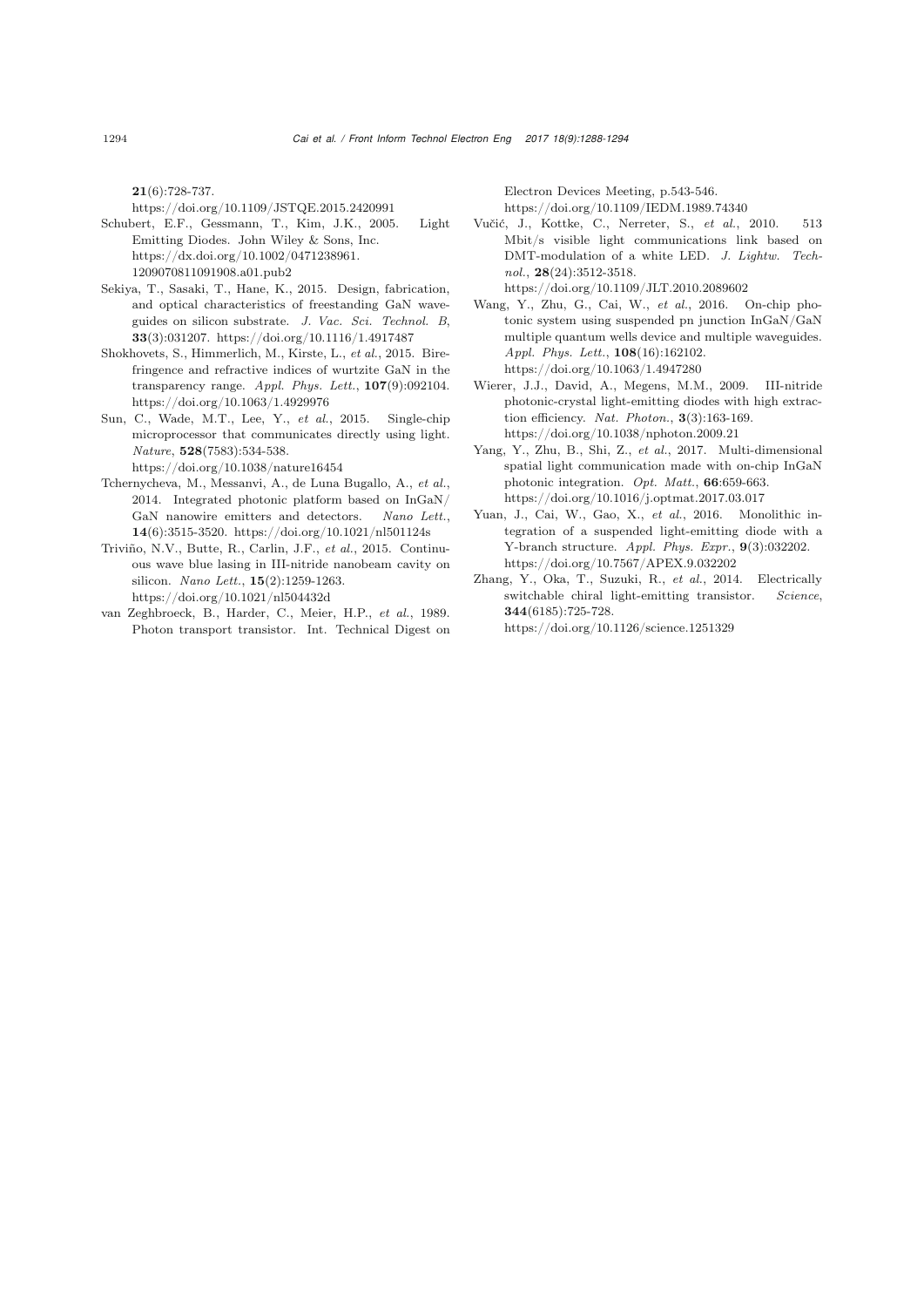21(6):728-737.
https://doi.org/10.1109/JSTQE.2015.2420991

Schubert, E.F., Gessmann, T., Kim, J.K., 2005. Light Emitting Diodes. John Wiley & Sons, Inc. https://dx.doi.org/10.1002/0471238961.1209070811091908.a01.pub2

Sekiya, T., Sasaki, T., Hane, K., 2015. Design, fabrication, and optical characteristics of freestanding GaN waveguides on silicon substrate. *J. Vac. Sci. Technol. B*, **33**(3):031207. https://doi.org/10.1116/1.4917487

Shokhovets, S., Himmerlich, M., Kirste, L., *et al.*, 2015. Birefringence and refractive indices of wurtzite GaN in the transparency range. *Appl. Phys. Lett.*, **107**(9):092104. https://doi.org/10.1063/1.4929976

Sun, C., Wade, M.T., Lee, Y., *et al.*, 2015. Single-chip microprocessor that communicates directly using light. *Nature*, **528**(7583):534-538. https://doi.org/10.1038/nature16454

Tchernycheva, M., Messanvi, A., de Luna Bugallo, A., *et al.*, 2014. Integrated photonic platform based on InGaN/GaN nanowire emitters and detectors. *Nano Lett.*, **14**(6):3515-3520. https://doi.org/10.1021/nl501124s

Triviño, N.V., Butte, R., Carlin, J.F., *et al.*, 2015. Continuous wave blue lasing in III-nitride nanobeam cavity on silicon. *Nano Lett.*, **15**(2):1259-1263. https://doi.org/10.1021/nl504432d

van Zeghbroeck, B., Harder, C., Meier, H.P., *et al.*, 1989. Photon transport transistor. Int. Technical Digest on Electron Devices Meeting, p.543-546. https://doi.org/10.1109/IEDM.1989.74340

Vučić, J., Kottke, C., Nerreter, S., *et al.*, 2010. 513 Mbit/s visible light communications link based on DMT-modulation of a white LED. *J. Lightw. Technol.*, **28**(24):3512-3518. https://doi.org/10.1109/JLT.2010.2089602

Wang, Y., Zhu, G., Cai, W., *et al.*, 2016. On-chip photonic system using suspended pn junction InGaN/GaN multiple quantum wells device and multiple waveguides. *Appl. Phys. Lett.*, **108**(16):162102. https://doi.org/10.1063/1.4947280

Wierer, J.J., David, A., Megens, M.M., 2009. III-nitride photonic-crystal light-emitting diodes with high extraction efficiency. *Nat. Photon.*, **3**(3):163-169. https://doi.org/10.1038/nphoton.2009.21

Yang, Y., Zhu, B., Shi, Z., *et al.*, 2017. Multi-dimensional spatial light communication made with on-chip InGaN photonic integration. *Opt. Matt.*, **66**:659-663. https://doi.org/10.1016/j.optmat.2017.03.017

Yuan, J., Cai, W., Gao, X., *et al.*, 2016. Monolithic integration of a suspended light-emitting diode with a Y-branch structure. *Appl. Phys. Expr.*, **9**(3):032202. https://doi.org/10.7567/APEX.9.032202

Zhang, Y., Oka, T., Suzuki, R., *et al.*, 2014. Electrically switchable chiral light-emitting transistor. *Science*, **344**(6185):725-728. https://doi.org/10.1126/science.1251329